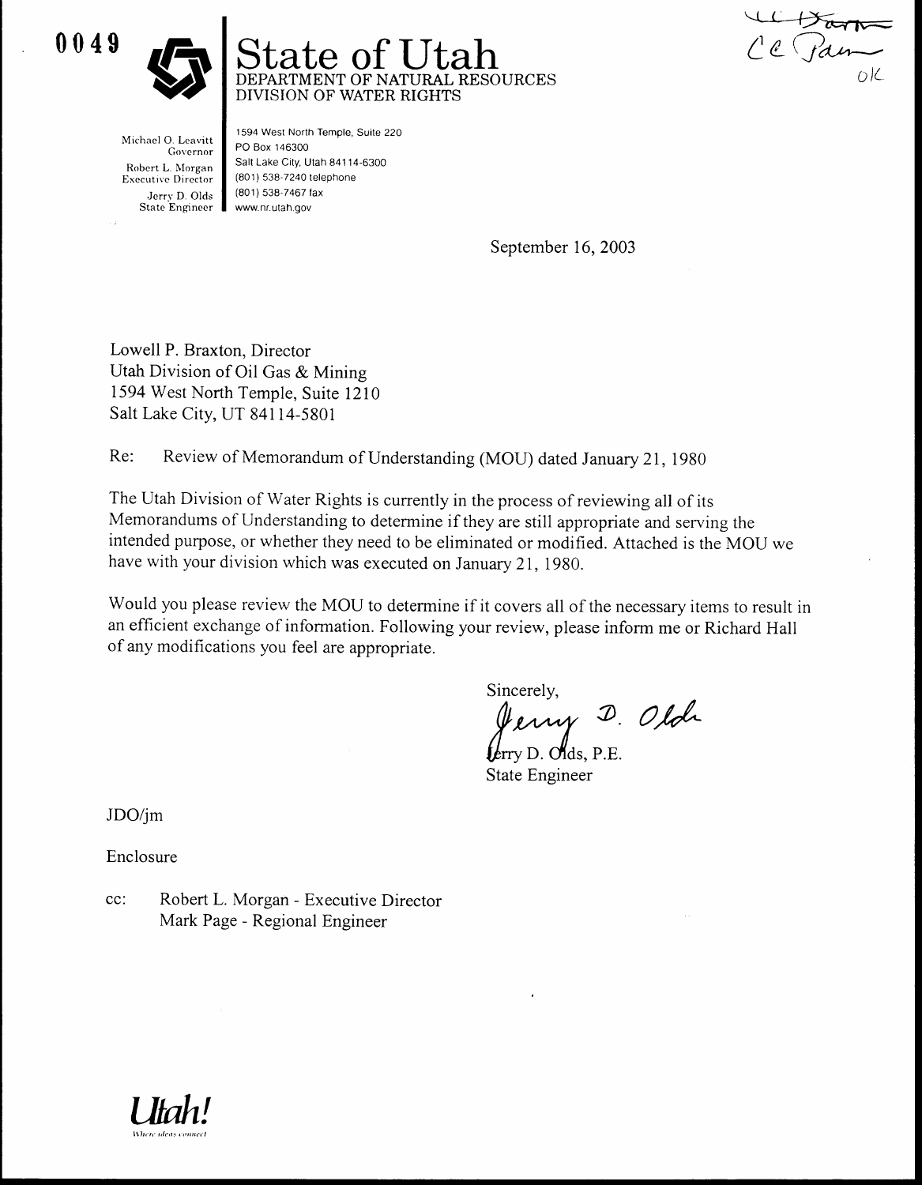0049

# State of Utah
DEPARTMENT OF NATURAL RESOURCES
DIVISION OF WATER RIGHTS

Michael O. Leavitt
Governor
Robert L. Morgan
Executive Director
Jerry D. Olds
State Engineer

1594 West North Temple, Suite 220
PO Box 146300
Salt Lake City, Utah 84114-6300
(801) 538-7240 telephone
(801) 538-7467 fax
www.nr.utah.gov

cc Baza
cc Pam
ok

September 16, 2003

Lowell P. Braxton, Director
Utah Division of Oil Gas & Mining
1594 West North Temple, Suite 1210
Salt Lake City, UT 84114-5801

Re: Review of Memorandum of Understanding (MOU) dated January 21, 1980

The Utah Division of Water Rights is currently in the process of reviewing all of its Memorandums of Understanding to determine if they are still appropriate and serving the intended purpose, or whether they need to be eliminated or modified. Attached is the MOU we have with your division which was executed on January 21, 1980.

Would you please review the MOU to determine if it covers all of the necessary items to result in an efficient exchange of information. Following your review, please inform me or Richard Hall of any modifications you feel are appropriate.

Sincerely,

Jerry D. Olds

Jerry D. Olds, P.E.
State Engineer

JDO/jm

Enclosure

cc: Robert L. Morgan - Executive Director
Mark Page - Regional Engineer

*Utah!*
Where ideas connect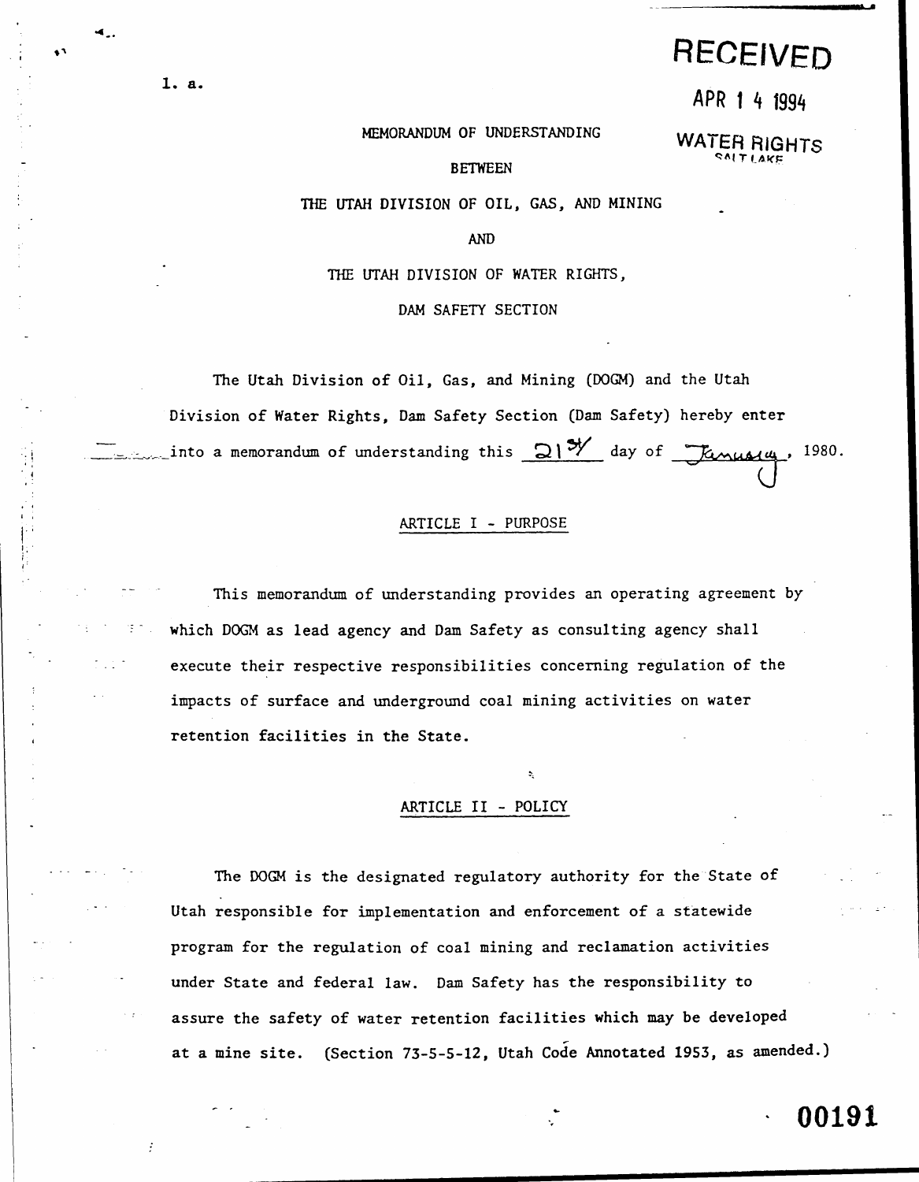1. a.

RECEIVED

APR 14 1994

WATER RIGHTS
SALT LAKE

MEMORANDUM OF UNDERSTANDING

BETWEEN

THE UTAH DIVISION OF OIL, GAS, AND MINING

AND

THE UTAH DIVISION OF WATER RIGHTS,

DAM SAFETY SECTION

The Utah Division of Oil, Gas, and Mining (DOGM) and the Utah Division of Water Rights, Dam Safety Section (Dam Safety) hereby enter into a memorandum of understanding this 21st day of January, 1980.

## ARTICLE I - PURPOSE

This memorandum of understanding provides an operating agreement by which DOGM as lead agency and Dam Safety as consulting agency shall execute their respective responsibilities concerning regulation of the impacts of surface and underground coal mining activities on water retention facilities in the State.

## ARTICLE II - POLICY

The DOGM is the designated regulatory authority for the State of Utah responsible for implementation and enforcement of a statewide program for the regulation of coal mining and reclamation activities under State and federal law. Dam Safety has the responsibility to assure the safety of water retention facilities which may be developed at a mine site. (Section 73-5-5-12, Utah Code Annotated 1953, as amended.)

00191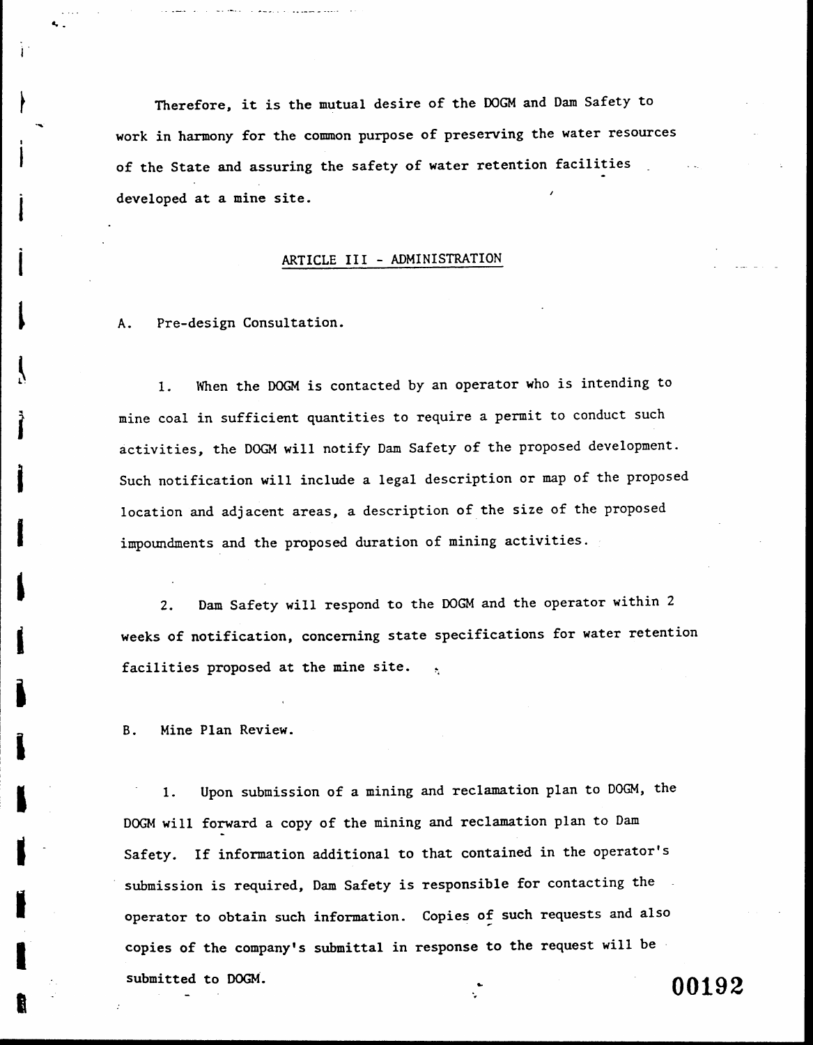Therefore, it is the mutual desire of the DOGM and Dam Safety to work in harmony for the common purpose of preserving the water resources of the State and assuring the safety of water retention facilities developed at a mine site.

## ARTICLE III - ADMINISTRATION

A. Pre-design Consultation.

1. When the DOGM is contacted by an operator who is intending to mine coal in sufficient quantities to require a permit to conduct such activities, the DOGM will notify Dam Safety of the proposed development. Such notification will include a legal description or map of the proposed location and adjacent areas, a description of the size of the proposed impoundments and the proposed duration of mining activities.

2. Dam Safety will respond to the DOGM and the operator within 2 weeks of notification, concerning state specifications for water retention facilities proposed at the mine site.

B. Mine Plan Review.

1. Upon submission of a mining and reclamation plan to DOGM, the DOGM will forward a copy of the mining and reclamation plan to Dam Safety. If information additional to that contained in the operator's submission is required, Dam Safety is responsible for contacting the operator to obtain such information. Copies of such requests and also copies of the company's submittal in response to the request will be submitted to DOGM.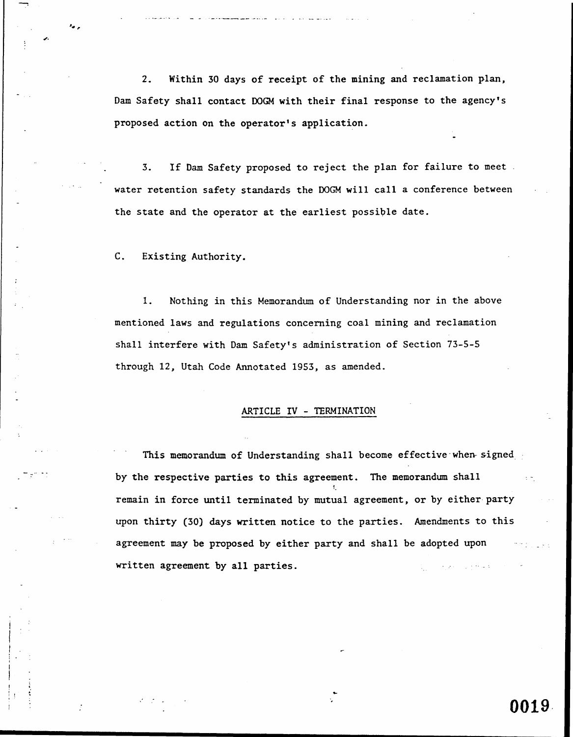2. Within 30 days of receipt of the mining and reclamation plan, Dam Safety shall contact DOGM with their final response to the agency's proposed action on the operator's application.

3. If Dam Safety proposed to reject the plan for failure to meet water retention safety standards the DOGM will call a conference between the state and the operator at the earliest possible date.

C. Existing Authority.

1. Nothing in this Memorandum of Understanding nor in the above mentioned laws and regulations concerning coal mining and reclamation shall interfere with Dam Safety's administration of Section 73-5-5 through 12, Utah Code Annotated 1953, as amended.

## ARTICLE IV - TERMINATION

This memorandum of Understanding shall become effective when signed by the respective parties to this agreement. The memorandum shall remain in force until terminated by mutual agreement, or by either party upon thirty (30) days written notice to the parties. Amendments to this agreement may be proposed by either party and shall be adopted upon written agreement by all parties.

0019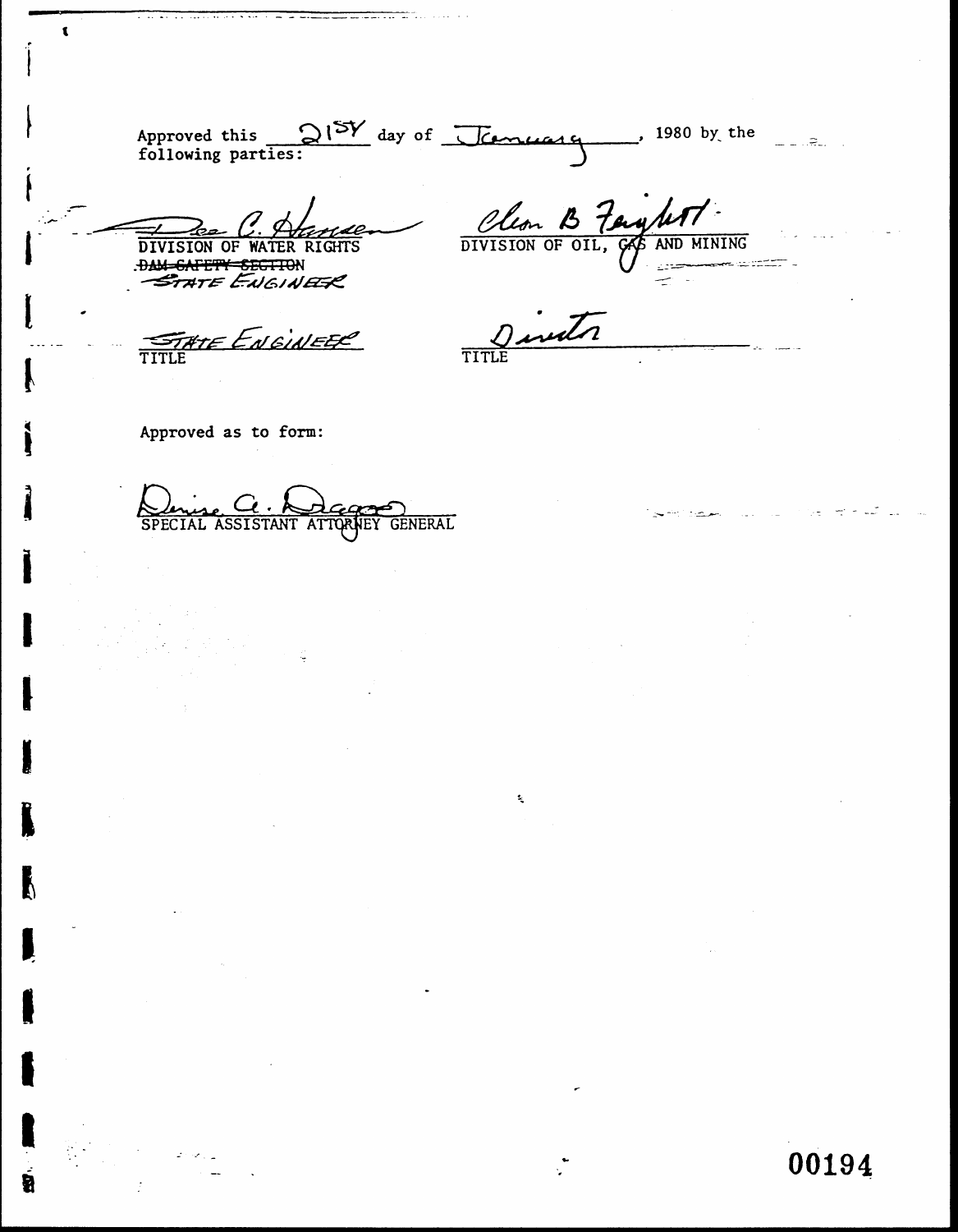Approved this 21st day of January, 1980 by the following parties:

| | |
|---|---|
| Dee C. Hansen | Cleon B Feight |
| DIVISION OF WATER RIGHTS | DIVISION OF OIL, GAS AND MINING |
| ~~DAM SAFETY SECTION~~ STATE ENGINEER | |
| STATE ENGINEER | Director |
| TITLE | TITLE |

Approved as to form:

Denise A. Dragoo
SPECIAL ASSISTANT ATTORNEY GENERAL

00194